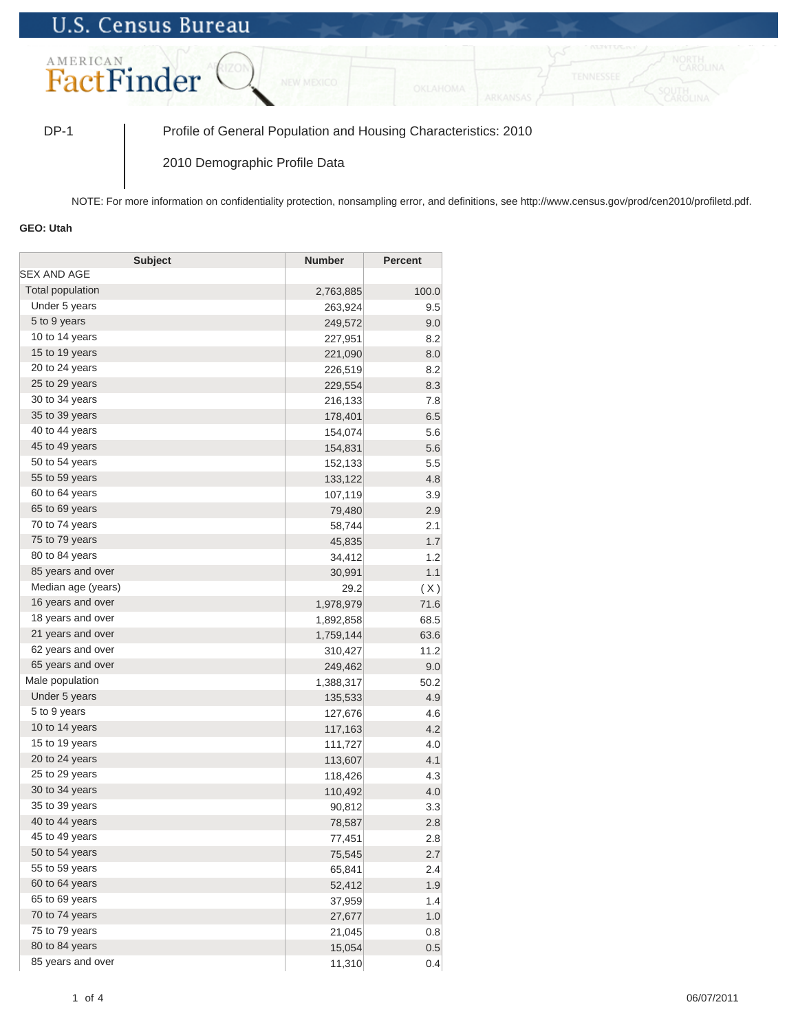U.S. Census Bureau

AMERICAN FactFinder

DP-1 | Profile of General Population and Housing Characteristics: 2010

2010 Demographic Profile Data

NOTE: For more information on confidentiality protection, nonsampling error, and definitions, see http://www.census.gov/prod/cen2010/profiletd.pdf.

**GEO: Utah**

| Subject | Number | Percent |
|---|---|---|
| SEX AND AGE | | |
| Total population | 2,763,885 | 100.0 |
| Under 5 years | 263,924 | 9.5 |
| 5 to 9 years | 249,572 | 9.0 |
| 10 to 14 years | 227,951 | 8.2 |
| 15 to 19 years | 221,090 | 8.0 |
| 20 to 24 years | 226,519 | 8.2 |
| 25 to 29 years | 229,554 | 8.3 |
| 30 to 34 years | 216,133 | 7.8 |
| 35 to 39 years | 178,401 | 6.5 |
| 40 to 44 years | 154,074 | 5.6 |
| 45 to 49 years | 154,831 | 5.6 |
| 50 to 54 years | 152,133 | 5.5 |
| 55 to 59 years | 133,122 | 4.8 |
| 60 to 64 years | 107,119 | 3.9 |
| 65 to 69 years | 79,480 | 2.9 |
| 70 to 74 years | 58,744 | 2.1 |
| 75 to 79 years | 45,835 | 1.7 |
| 80 to 84 years | 34,412 | 1.2 |
| 85 years and over | 30,991 | 1.1 |
| Median age (years) | 29.2 | ( X ) |
| 16 years and over | 1,978,979 | 71.6 |
| 18 years and over | 1,892,858 | 68.5 |
| 21 years and over | 1,759,144 | 63.6 |
| 62 years and over | 310,427 | 11.2 |
| 65 years and over | 249,462 | 9.0 |
| Male population | 1,388,317 | 50.2 |
| Under 5 years | 135,533 | 4.9 |
| 5 to 9 years | 127,676 | 4.6 |
| 10 to 14 years | 117,163 | 4.2 |
| 15 to 19 years | 111,727 | 4.0 |
| 20 to 24 years | 113,607 | 4.1 |
| 25 to 29 years | 118,426 | 4.3 |
| 30 to 34 years | 110,492 | 4.0 |
| 35 to 39 years | 90,812 | 3.3 |
| 40 to 44 years | 78,587 | 2.8 |
| 45 to 49 years | 77,451 | 2.8 |
| 50 to 54 years | 75,545 | 2.7 |
| 55 to 59 years | 65,841 | 2.4 |
| 60 to 64 years | 52,412 | 1.9 |
| 65 to 69 years | 37,959 | 1.4 |
| 70 to 74 years | 27,677 | 1.0 |
| 75 to 79 years | 21,045 | 0.8 |
| 80 to 84 years | 15,054 | 0.5 |
| 85 years and over | 11,310 | 0.4 |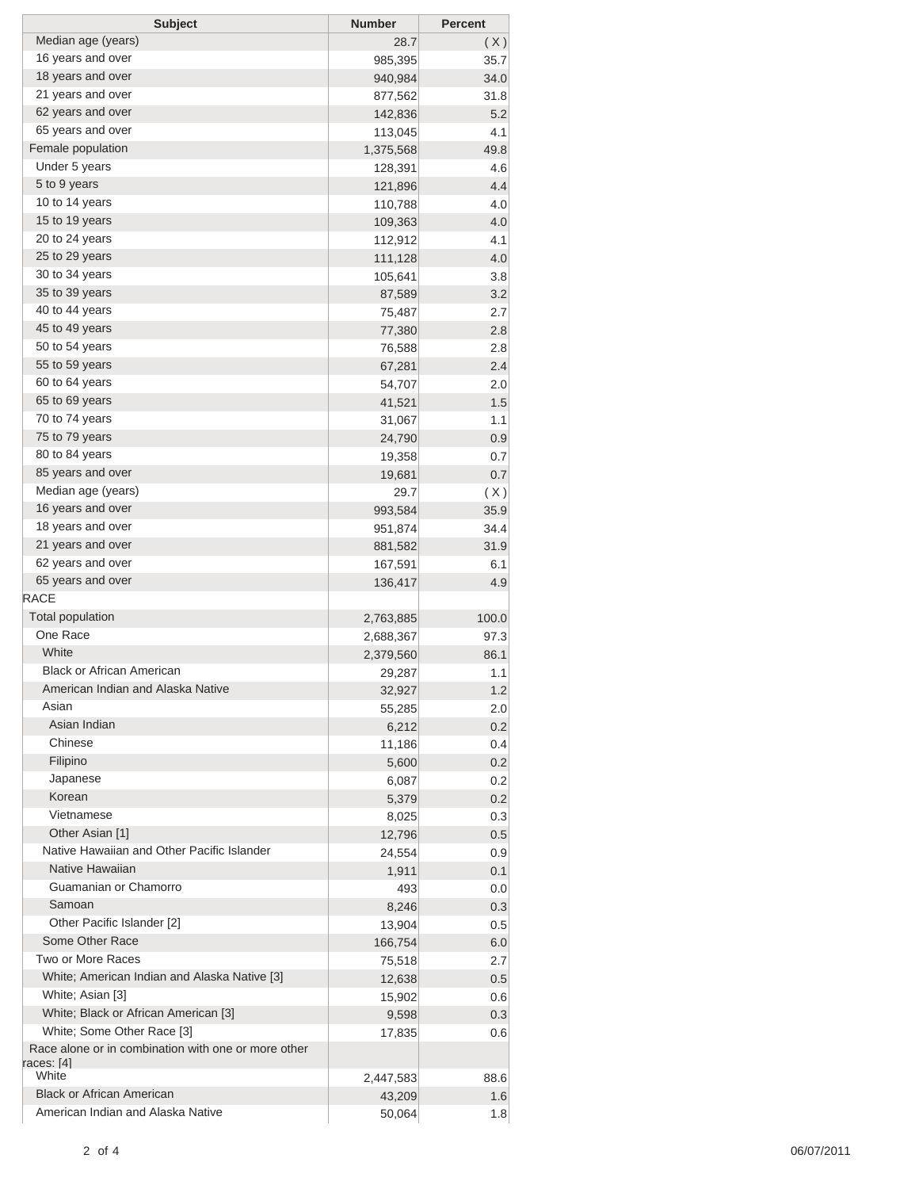| Subject | Number | Percent |
|---|---|---|
| Median age (years) | 28.7 | ( X ) |
| 16 years and over | 985,395 | 35.7 |
| 18 years and over | 940,984 | 34.0 |
| 21 years and over | 877,562 | 31.8 |
| 62 years and over | 142,836 | 5.2 |
| 65 years and over | 113,045 | 4.1 |
| Female population | 1,375,568 | 49.8 |
| Under 5 years | 128,391 | 4.6 |
| 5 to 9 years | 121,896 | 4.4 |
| 10 to 14 years | 110,788 | 4.0 |
| 15 to 19 years | 109,363 | 4.0 |
| 20 to 24 years | 112,912 | 4.1 |
| 25 to 29 years | 111,128 | 4.0 |
| 30 to 34 years | 105,641 | 3.8 |
| 35 to 39 years | 87,589 | 3.2 |
| 40 to 44 years | 75,487 | 2.7 |
| 45 to 49 years | 77,380 | 2.8 |
| 50 to 54 years | 76,588 | 2.8 |
| 55 to 59 years | 67,281 | 2.4 |
| 60 to 64 years | 54,707 | 2.0 |
| 65 to 69 years | 41,521 | 1.5 |
| 70 to 74 years | 31,067 | 1.1 |
| 75 to 79 years | 24,790 | 0.9 |
| 80 to 84 years | 19,358 | 0.7 |
| 85 years and over | 19,681 | 0.7 |
| Median age (years) | 29.7 | ( X ) |
| 16 years and over | 993,584 | 35.9 |
| 18 years and over | 951,874 | 34.4 |
| 21 years and over | 881,582 | 31.9 |
| 62 years and over | 167,591 | 6.1 |
| 65 years and over | 136,417 | 4.9 |
| RACE | | |
| Total population | 2,763,885 | 100.0 |
| One Race | 2,688,367 | 97.3 |
| White | 2,379,560 | 86.1 |
| Black or African American | 29,287 | 1.1 |
| American Indian and Alaska Native | 32,927 | 1.2 |
| Asian | 55,285 | 2.0 |
| Asian Indian | 6,212 | 0.2 |
| Chinese | 11,186 | 0.4 |
| Filipino | 5,600 | 0.2 |
| Japanese | 6,087 | 0.2 |
| Korean | 5,379 | 0.2 |
| Vietnamese | 8,025 | 0.3 |
| Other Asian [1] | 12,796 | 0.5 |
| Native Hawaiian and Other Pacific Islander | 24,554 | 0.9 |
| Native Hawaiian | 1,911 | 0.1 |
| Guamanian or Chamorro | 493 | 0.0 |
| Samoan | 8,246 | 0.3 |
| Other Pacific Islander [2] | 13,904 | 0.5 |
| Some Other Race | 166,754 | 6.0 |
| Two or More Races | 75,518 | 2.7 |
| White; American Indian and Alaska Native [3] | 12,638 | 0.5 |
| White; Asian [3] | 15,902 | 0.6 |
| White; Black or African American [3] | 9,598 | 0.3 |
| White; Some Other Race [3] | 17,835 | 0.6 |
| Race alone or in combination with one or more other races: [4] | | |
| White | 2,447,583 | 88.6 |
| Black or African American | 43,209 | 1.6 |
| American Indian and Alaska Native | 50,064 | 1.8 |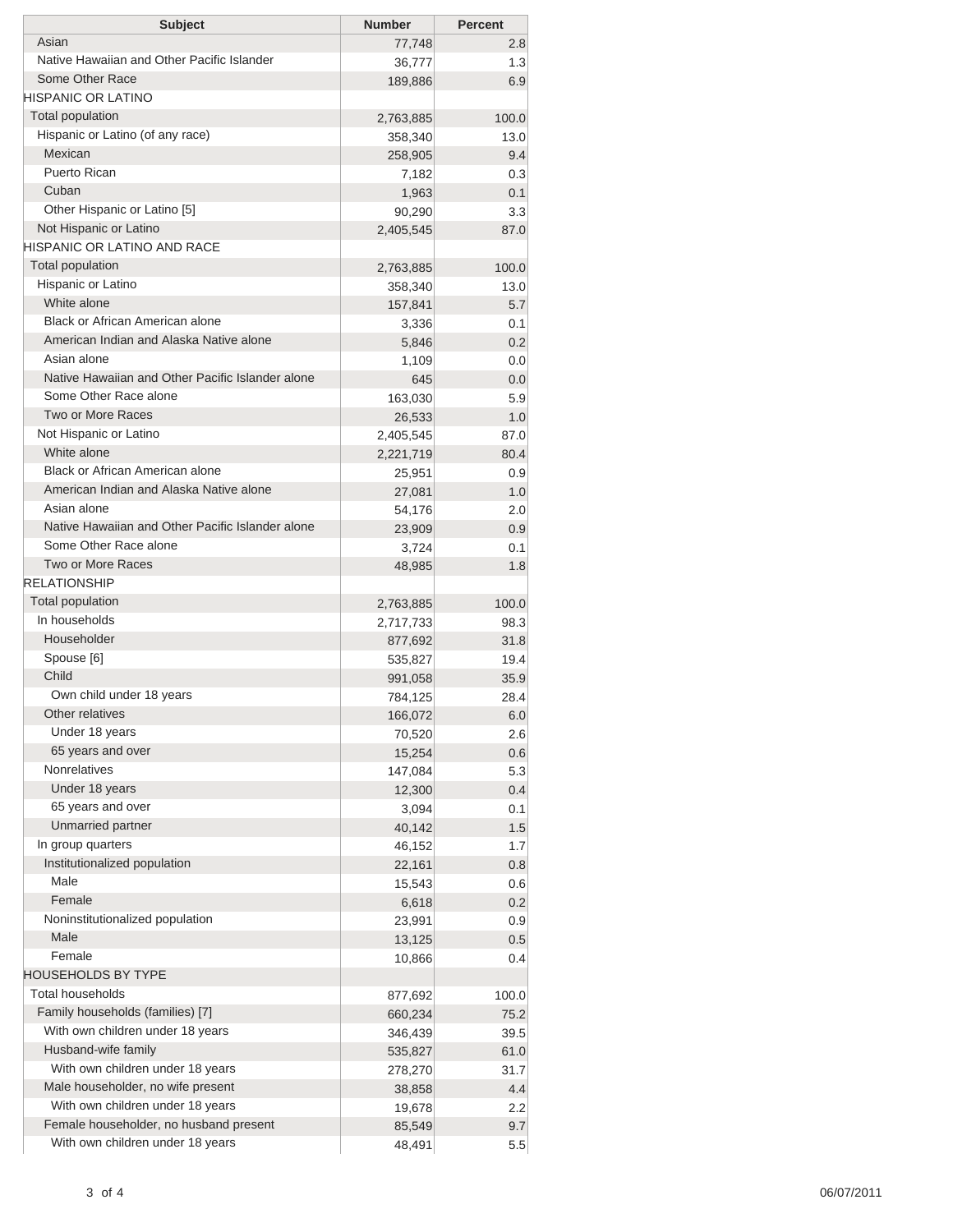| Subject | Number | Percent |
|---|---|---|
| Asian | 77,748 | 2.8 |
| Native Hawaiian and Other Pacific Islander | 36,777 | 1.3 |
| Some Other Race | 189,886 | 6.9 |
| HISPANIC OR LATINO | | |
| Total population | 2,763,885 | 100.0 |
| Hispanic or Latino (of any race) | 358,340 | 13.0 |
| Mexican | 258,905 | 9.4 |
| Puerto Rican | 7,182 | 0.3 |
| Cuban | 1,963 | 0.1 |
| Other Hispanic or Latino [5] | 90,290 | 3.3 |
| Not Hispanic or Latino | 2,405,545 | 87.0 |
| HISPANIC OR LATINO AND RACE | | |
| Total population | 2,763,885 | 100.0 |
| Hispanic or Latino | 358,340 | 13.0 |
| White alone | 157,841 | 5.7 |
| Black or African American alone | 3,336 | 0.1 |
| American Indian and Alaska Native alone | 5,846 | 0.2 |
| Asian alone | 1,109 | 0.0 |
| Native Hawaiian and Other Pacific Islander alone | 645 | 0.0 |
| Some Other Race alone | 163,030 | 5.9 |
| Two or More Races | 26,533 | 1.0 |
| Not Hispanic or Latino | 2,405,545 | 87.0 |
| White alone | 2,221,719 | 80.4 |
| Black or African American alone | 25,951 | 0.9 |
| American Indian and Alaska Native alone | 27,081 | 1.0 |
| Asian alone | 54,176 | 2.0 |
| Native Hawaiian and Other Pacific Islander alone | 23,909 | 0.9 |
| Some Other Race alone | 3,724 | 0.1 |
| Two or More Races | 48,985 | 1.8 |
| RELATIONSHIP | | |
| Total population | 2,763,885 | 100.0 |
| In households | 2,717,733 | 98.3 |
| Householder | 877,692 | 31.8 |
| Spouse [6] | 535,827 | 19.4 |
| Child | 991,058 | 35.9 |
| Own child under 18 years | 784,125 | 28.4 |
| Other relatives | 166,072 | 6.0 |
| Under 18 years | 70,520 | 2.6 |
| 65 years and over | 15,254 | 0.6 |
| Nonrelatives | 147,084 | 5.3 |
| Under 18 years | 12,300 | 0.4 |
| 65 years and over | 3,094 | 0.1 |
| Unmarried partner | 40,142 | 1.5 |
| In group quarters | 46,152 | 1.7 |
| Institutionalized population | 22,161 | 0.8 |
| Male | 15,543 | 0.6 |
| Female | 6,618 | 0.2 |
| Noninstitutionalized population | 23,991 | 0.9 |
| Male | 13,125 | 0.5 |
| Female | 10,866 | 0.4 |
| HOUSEHOLDS BY TYPE | | |
| Total households | 877,692 | 100.0 |
| Family households (families) [7] | 660,234 | 75.2 |
| With own children under 18 years | 346,439 | 39.5 |
| Husband-wife family | 535,827 | 61.0 |
| With own children under 18 years | 278,270 | 31.7 |
| Male householder, no wife present | 38,858 | 4.4 |
| With own children under 18 years | 19,678 | 2.2 |
| Female householder, no husband present | 85,549 | 9.7 |
| With own children under 18 years | 48,491 | 5.5 |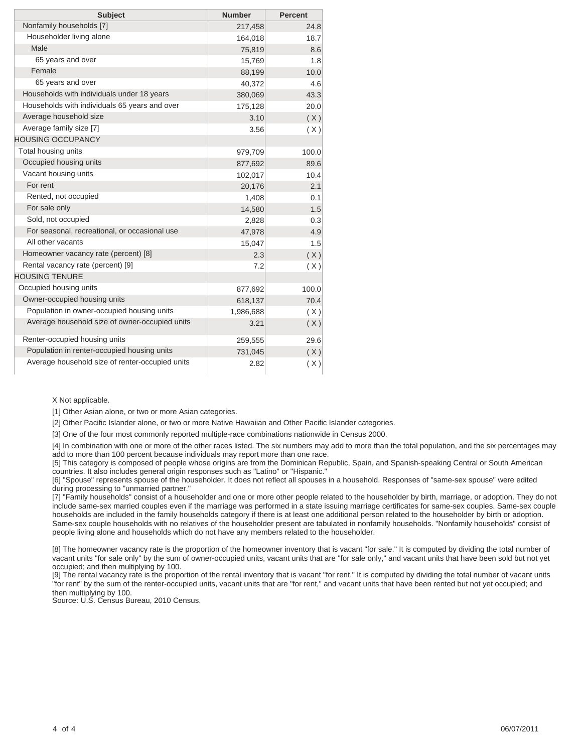| Subject | Number | Percent |
|---|---|---|
| Nonfamily households [7] | 217,458 | 24.8 |
| Householder living alone | 164,018 | 18.7 |
| Male | 75,819 | 8.6 |
| 65 years and over | 15,769 | 1.8 |
| Female | 88,199 | 10.0 |
| 65 years and over | 40,372 | 4.6 |
| Households with individuals under 18 years | 380,069 | 43.3 |
| Households with individuals 65 years and over | 175,128 | 20.0 |
| Average household size | 3.10 | ( X ) |
| Average family size [7] | 3.56 | ( X ) |
| HOUSING OCCUPANCY | | |
| Total housing units | 979,709 | 100.0 |
| Occupied housing units | 877,692 | 89.6 |
| Vacant housing units | 102,017 | 10.4 |
| For rent | 20,176 | 2.1 |
| Rented, not occupied | 1,408 | 0.1 |
| For sale only | 14,580 | 1.5 |
| Sold, not occupied | 2,828 | 0.3 |
| For seasonal, recreational, or occasional use | 47,978 | 4.9 |
| All other vacants | 15,047 | 1.5 |
| Homeowner vacancy rate (percent) [8] | 2.3 | ( X ) |
| Rental vacancy rate (percent) [9] | 7.2 | ( X ) |
| HOUSING TENURE | | |
| Occupied housing units | 877,692 | 100.0 |
| Owner-occupied housing units | 618,137 | 70.4 |
| Population in owner-occupied housing units | 1,986,688 | ( X ) |
| Average household size of owner-occupied units | 3.21 | ( X ) |
| Renter-occupied housing units | 259,555 | 29.6 |
| Population in renter-occupied housing units | 731,045 | ( X ) |
| Average household size of renter-occupied units | 2.82 | ( X ) |

X Not applicable.

[1] Other Asian alone, or two or more Asian categories.

[2] Other Pacific Islander alone, or two or more Native Hawaiian and Other Pacific Islander categories.

[3] One of the four most commonly reported multiple-race combinations nationwide in Census 2000.

[4] In combination with one or more of the other races listed. The six numbers may add to more than the total population, and the six percentages may add to more than 100 percent because individuals may report more than one race.

[5] This category is composed of people whose origins are from the Dominican Republic, Spain, and Spanish-speaking Central or South American countries. It also includes general origin responses such as "Latino" or "Hispanic."

[6] "Spouse" represents spouse of the householder. It does not reflect all spouses in a household. Responses of "same-sex spouse" were edited during processing to "unmarried partner."

[7] "Family households" consist of a householder and one or more other people related to the householder by birth, marriage, or adoption. They do not include same-sex married couples even if the marriage was performed in a state issuing marriage certificates for same-sex couples. Same-sex couple households are included in the family households category if there is at least one additional person related to the householder by birth or adoption. Same-sex couple households with no relatives of the householder present are tabulated in nonfamily households. "Nonfamily households" consist of people living alone and households which do not have any members related to the householder.

[8] The homeowner vacancy rate is the proportion of the homeowner inventory that is vacant "for sale." It is computed by dividing the total number of vacant units "for sale only" by the sum of owner-occupied units, vacant units that are "for sale only," and vacant units that have been sold but not yet occupied; and then multiplying by 100.

[9] The rental vacancy rate is the proportion of the rental inventory that is vacant "for rent." It is computed by dividing the total number of vacant units "for rent" by the sum of the renter-occupied units, vacant units that are "for rent," and vacant units that have been rented but not yet occupied; and then multiplying by 100.

Source: U.S. Census Bureau, 2010 Census.